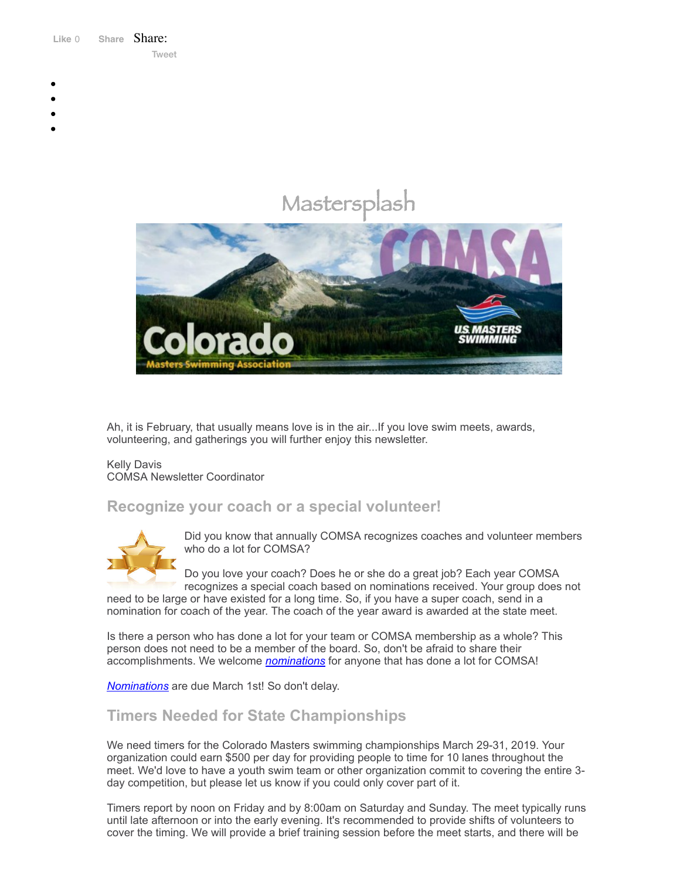Like 0 Share Share:

Tweet

# Mastersplash

Ah, it is February, that usually means love is in the air...If you love swim meets, awards, volunteering, and gatherings you will further enjoy this newsletter.

Kelly Davis
COMSA Newsletter Coordinator

## Recognize your coach or a special volunteer!

Did you know that annually COMSA recognizes coaches and volunteer members who do a lot for COMSA?

Do you love your coach? Does he or she do a great job? Each year COMSA recognizes a special coach based on nominations received. Your group does not need to be large or have existed for a long time. So, if you have a super coach, send in a nomination for coach of the year. The coach of the year award is awarded at the state meet.

Is there a person who has done a lot for your team or COMSA membership as a whole? This person does not need to be a member of the board. So, don't be afraid to share their accomplishments. We welcome *nominations* for anyone that has done a lot for COMSA!

*Nominations* are due March 1st! So don't delay.

## Timers Needed for State Championships

We need timers for the Colorado Masters swimming championships March 29-31, 2019. Your organization could earn $500 per day for providing people to time for 10 lanes throughout the meet. We'd love to have a youth swim team or other organization commit to covering the entire 3-day competition, but please let us know if you could only cover part of it.

Timers report by noon on Friday and by 8:00am on Saturday and Sunday. The meet typically runs until late afternoon or into the early evening. It's recommended to provide shifts of volunteers to cover the timing. We will provide a brief training session before the meet starts, and there will be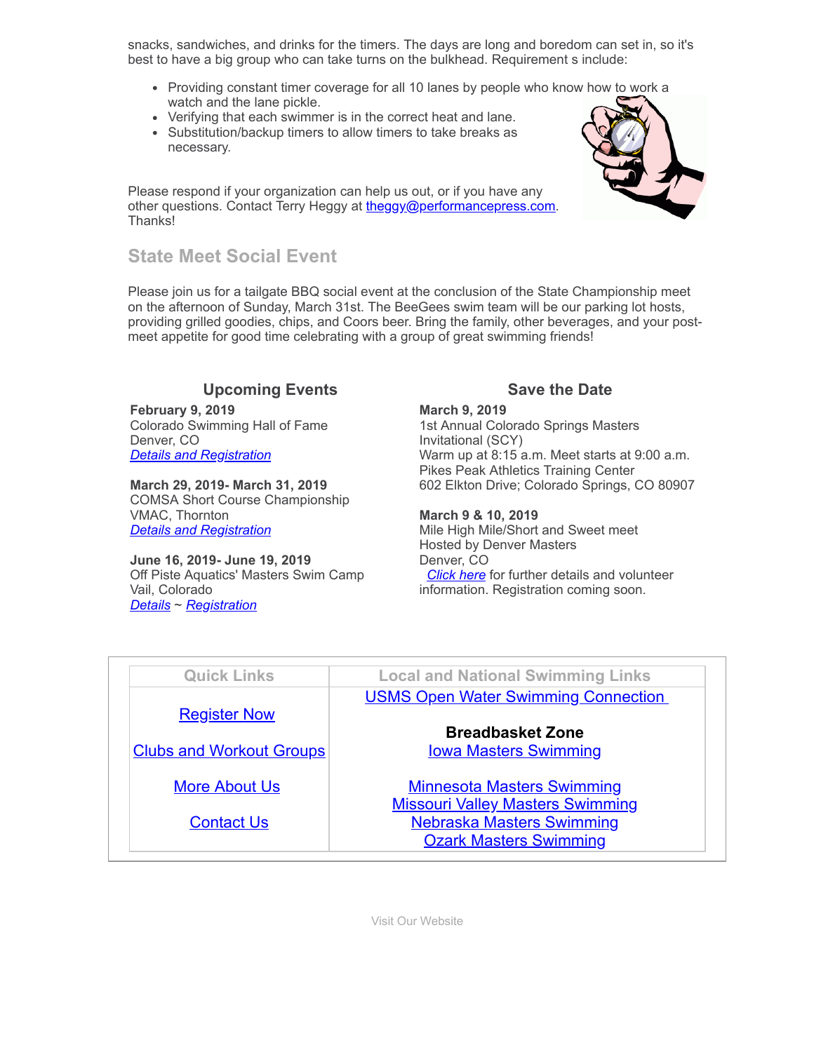snacks, sandwiches, and drinks for the timers. The days are long and boredom can set in, so it's best to have a big group who can take turns on the bulkhead. Requirement s include:

- Providing constant timer coverage for all 10 lanes by people who know how to work a watch and the lane pickle.
- Verifying that each swimmer is in the correct heat and lane.
- Substitution/backup timers to allow timers to take breaks as necessary.

Please respond if your organization can help us out, or if you have any other questions. Contact Terry Heggy at theggy@performancepress.com. Thanks!

## State Meet Social Event

Please join us for a tailgate BBQ social event at the conclusion of the State Championship meet on the afternoon of Sunday, March 31st. The BeeGees swim team will be our parking lot hosts, providing grilled goodies, chips, and Coors beer. Bring the family, other beverages, and your post-meet appetite for good time celebrating with a group of great swimming friends!

### Upcoming Events

**February 9, 2019**
Colorado Swimming Hall of Fame
Denver, CO
*Details and Registration*

**March 29, 2019- March 31, 2019**
COMSA Short Course Championship
VMAC, Thornton
*Details and Registration*

**June 16, 2019- June 19, 2019**
Off Piste Aquatics' Masters Swim Camp
Vail, Colorado
*Details* ~ *Registration*

### Save the Date

**March 9, 2019**
1st Annual Colorado Springs Masters Invitational (SCY)
Warm up at 8:15 a.m. Meet starts at 9:00 a.m.
Pikes Peak Athletics Training Center
602 Elkton Drive; Colorado Springs, CO 80907

**March 9 & 10, 2019**
Mile High Mile/Short and Sweet meet
Hosted by Denver Masters
Denver, CO
*Click here* for further details and volunteer information. Registration coming soon.

| Quick Links | Local and National Swimming Links |
|---|---|
| Register Now<br><br>Clubs and Workout Groups<br><br>More About Us<br><br>Contact Us | USMS Open Water Swimming Connection<br><br>**Breadbasket Zone**<br>Iowa Masters Swimming<br><br>Minnesota Masters Swimming<br>Missouri Valley Masters Swimming<br>Nebraska Masters Swimming<br>Ozark Masters Swimming |

Visit Our Website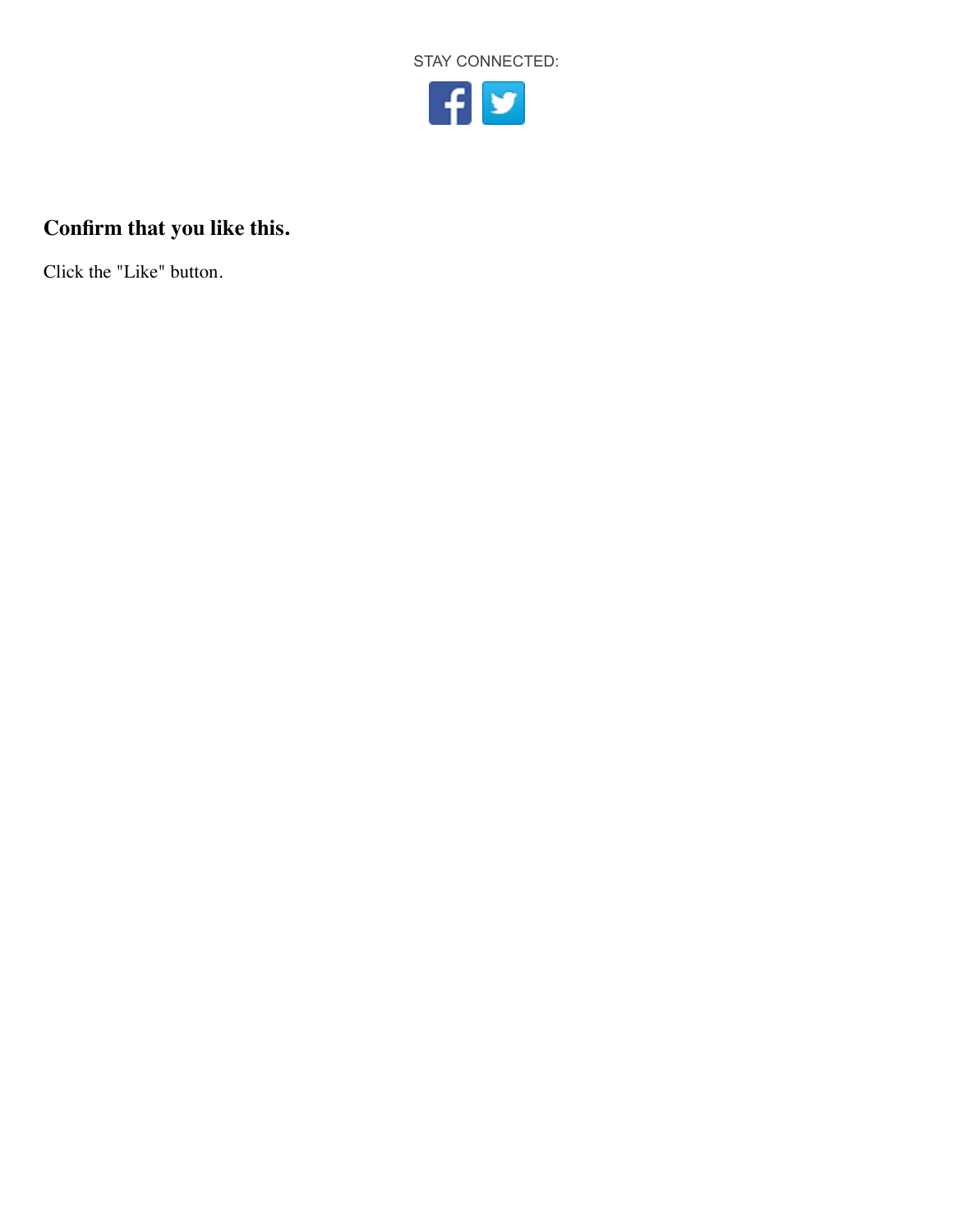STAY CONNECTED:

## Confirm that you like this.

Click the "Like" button.